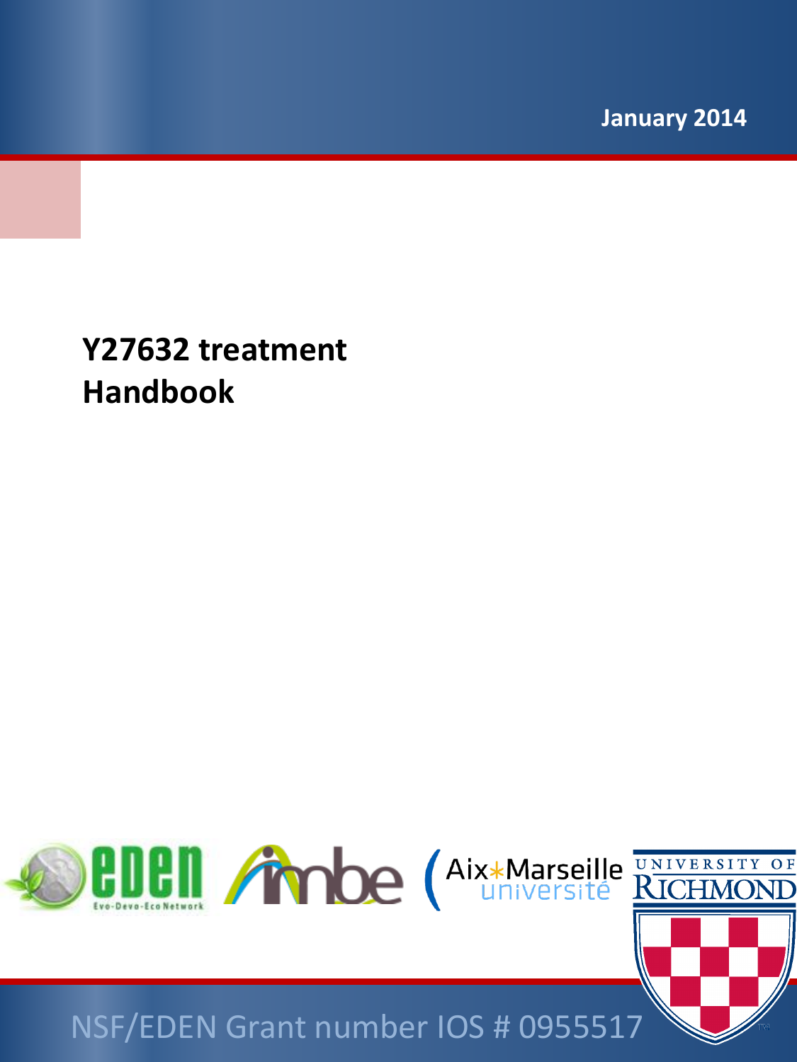January 2014

# Y27632 treatment Handbook

NSF/EDEN Grant number IOS # 0955517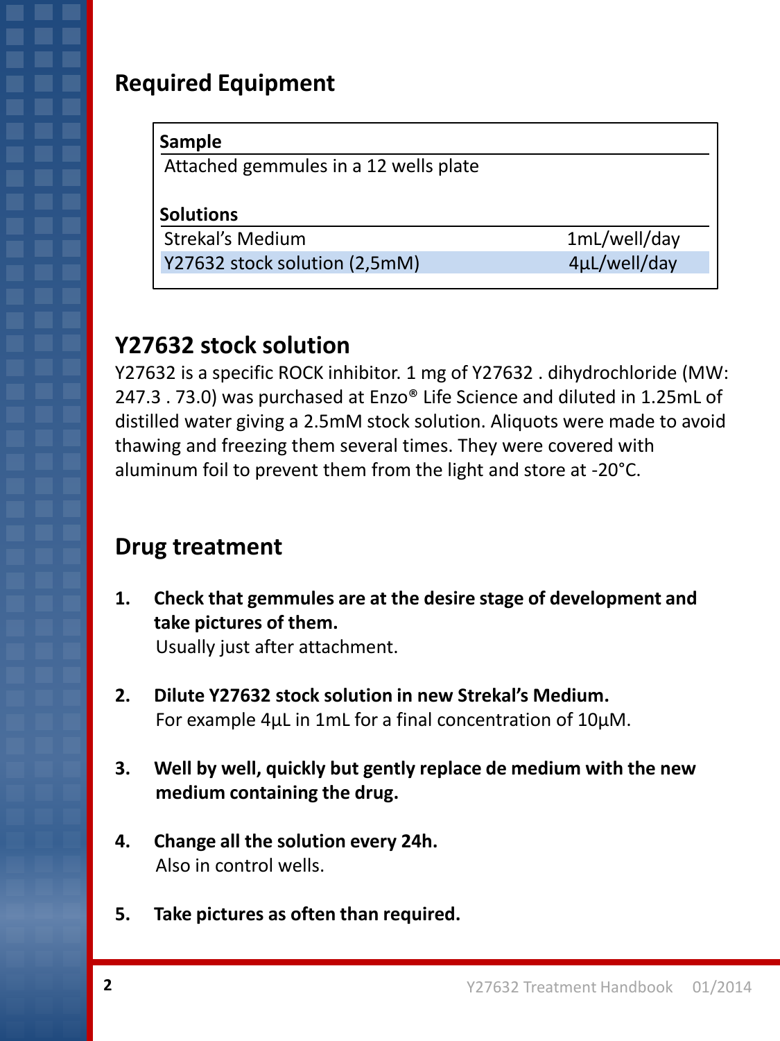## Required Equipment

| Sample | |
|---|---|
| Attached gemmules in a 12 wells plate | |
| **Solutions** | |
| Strekal's Medium | 1mL/well/day |
| Y27632 stock solution (2,5mM) | 4µL/well/day |

## Y27632 stock solution

Y27632 is a specific ROCK inhibitor. 1 mg of Y27632 . dihydrochloride (MW: 247.3 . 73.0) was purchased at Enzo® Life Science and diluted in 1.25mL of distilled water giving a 2.5mM stock solution. Aliquots were made to avoid thawing and freezing them several times. They were covered with aluminum foil to prevent them from the light and store at -20°C.

## Drug treatment

1. **Check that gemmules are at the desire stage of development and take pictures of them.**
   Usually just after attachment.

2. **Dilute Y27632 stock solution in new Strekal's Medium.**
   For example 4µL in 1mL for a final concentration of 10µM.

3. **Well by well, quickly but gently replace de medium with the new medium containing the drug.**

4. **Change all the solution every 24h.**
   Also in control wells.

5. **Take pictures as often than required.**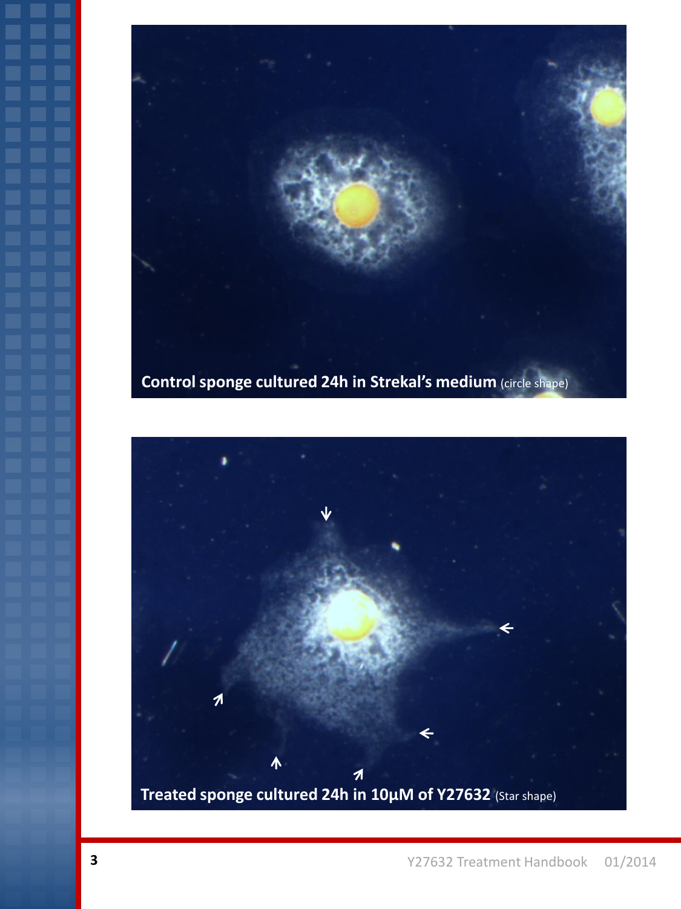Control sponge cultured 24h in Strekal's medium (circle shape)

Treated sponge cultured 24h in 10µM of Y27632 (Star shape)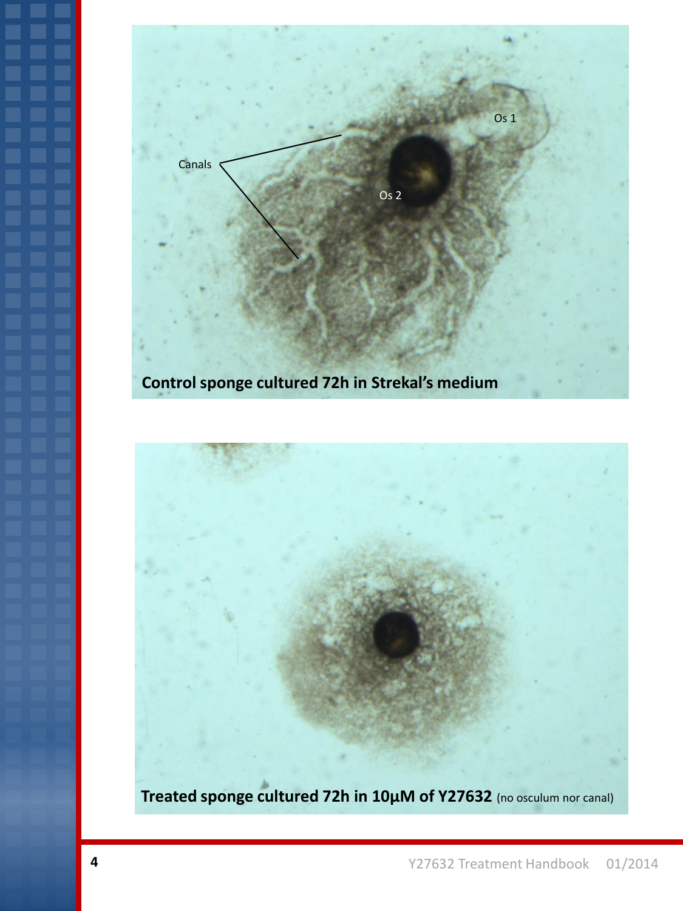Canals

Os 1

Os 2

**Control sponge cultured 72h in Strekal's medium**

**Treated sponge cultured 72h in 10µM of Y27632** (no osculum nor canal)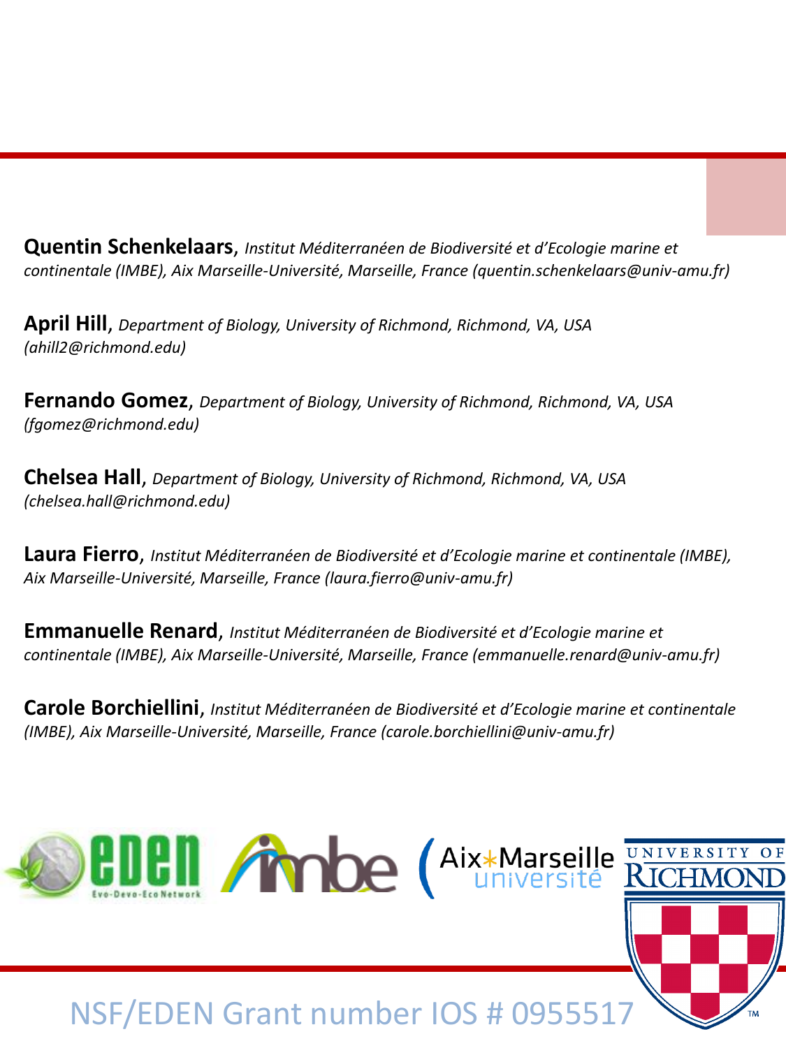**Quentin Schenkelaars**, *Institut Méditerranéen de Biodiversité et d'Ecologie marine et continentale (IMBE), Aix Marseille-Université, Marseille, France (quentin.schenkelaars@univ-amu.fr)*

**April Hill**, *Department of Biology, University of Richmond, Richmond, VA, USA (ahill2@richmond.edu)*

**Fernando Gomez**, *Department of Biology, University of Richmond, Richmond, VA, USA (fgomez@richmond.edu)*

**Chelsea Hall**, *Department of Biology, University of Richmond, Richmond, VA, USA (chelsea.hall@richmond.edu)*

**Laura Fierro**, *Institut Méditerranéen de Biodiversité et d'Ecologie marine et continentale (IMBE), Aix Marseille-Université, Marseille, France (laura.fierro@univ-amu.fr)*

**Emmanuelle Renard**, *Institut Méditerranéen de Biodiversité et d'Ecologie marine et continentale (IMBE), Aix Marseille-Université, Marseille, France (emmanuelle.renard@univ-amu.fr)*

**Carole Borchiellini**, *Institut Méditerranéen de Biodiversité et d'Ecologie marine et continentale (IMBE), Aix Marseille-Université, Marseille, France (carole.borchiellini@univ-amu.fr)*

NSF/EDEN Grant number IOS # 0955517